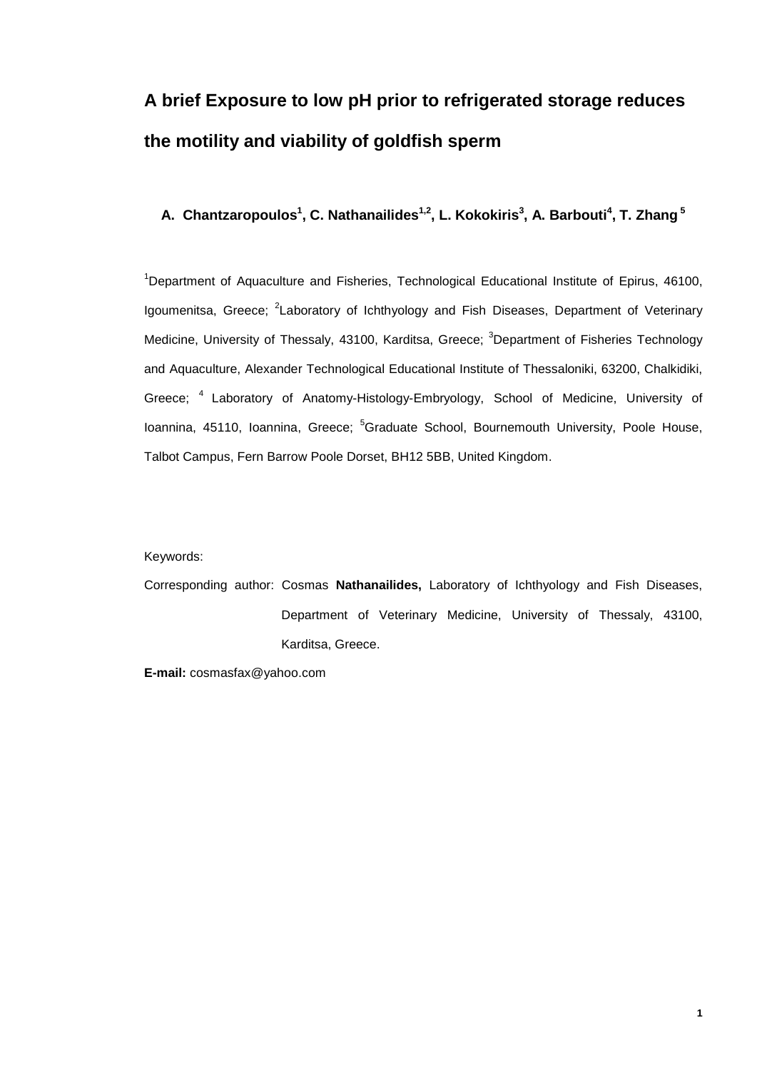# A brief Exposure to low pH prior to refrigerated storage reduces the motility and viability of goldfish sperm

**A. Chantzaropoulos[1], C. Nathanailides[1,2], L. Kokokiris[3], A. Barbouti[4], T. Zhang[5]**

[1]Department of Aquaculture and Fisheries, Technological Educational Institute of Epirus, 46100, Igoumenitsa, Greece; [2]Laboratory of Ichthyology and Fish Diseases, Department of Veterinary Medicine, University of Thessaly, 43100, Karditsa, Greece; [3]Department of Fisheries Technology and Aquaculture, Alexander Technological Educational Institute of Thessaloniki, 63200, Chalkidiki, Greece; [4] Laboratory of Anatomy-Histology-Embryology, School of Medicine, University of Ioannina, 45110, Ioannina, Greece; [5]Graduate School, Bournemouth University, Poole House, Talbot Campus, Fern Barrow Poole Dorset, BH12 5BB, United Kingdom.

Keywords:

Corresponding author: Cosmas **Nathanailides,** Laboratory of Ichthyology and Fish Diseases, Department of Veterinary Medicine, University of Thessaly, 43100, Karditsa, Greece.

**E-mail:** cosmasfax@yahoo.com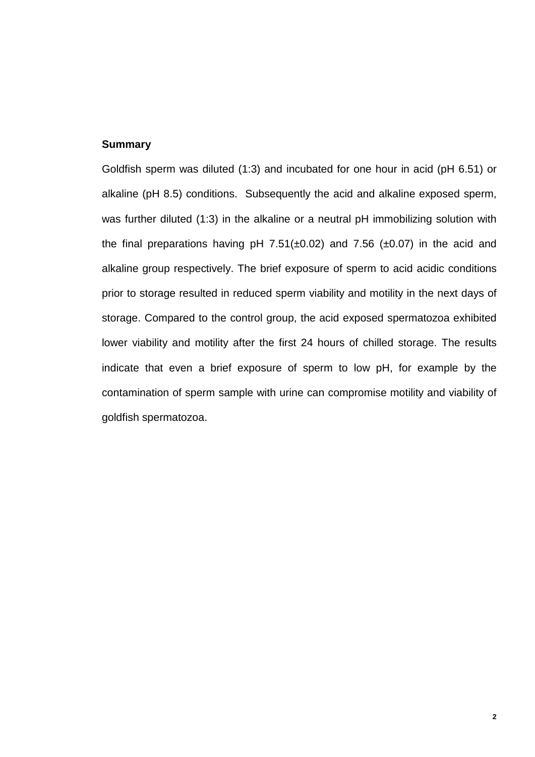**Summary**

Goldfish sperm was diluted (1:3) and incubated for one hour in acid (pH 6.51) or alkaline (pH 8.5) conditions. Subsequently the acid and alkaline exposed sperm, was further diluted (1:3) in the alkaline or a neutral pH immobilizing solution with the final preparations having pH 7.51(±0.02) and 7.56 (±0.07) in the acid and alkaline group respectively. The brief exposure of sperm to acid acidic conditions prior to storage resulted in reduced sperm viability and motility in the next days of storage. Compared to the control group, the acid exposed spermatozoa exhibited lower viability and motility after the first 24 hours of chilled storage. The results indicate that even a brief exposure of sperm to low pH, for example by the contamination of sperm sample with urine can compromise motility and viability of goldfish spermatozoa.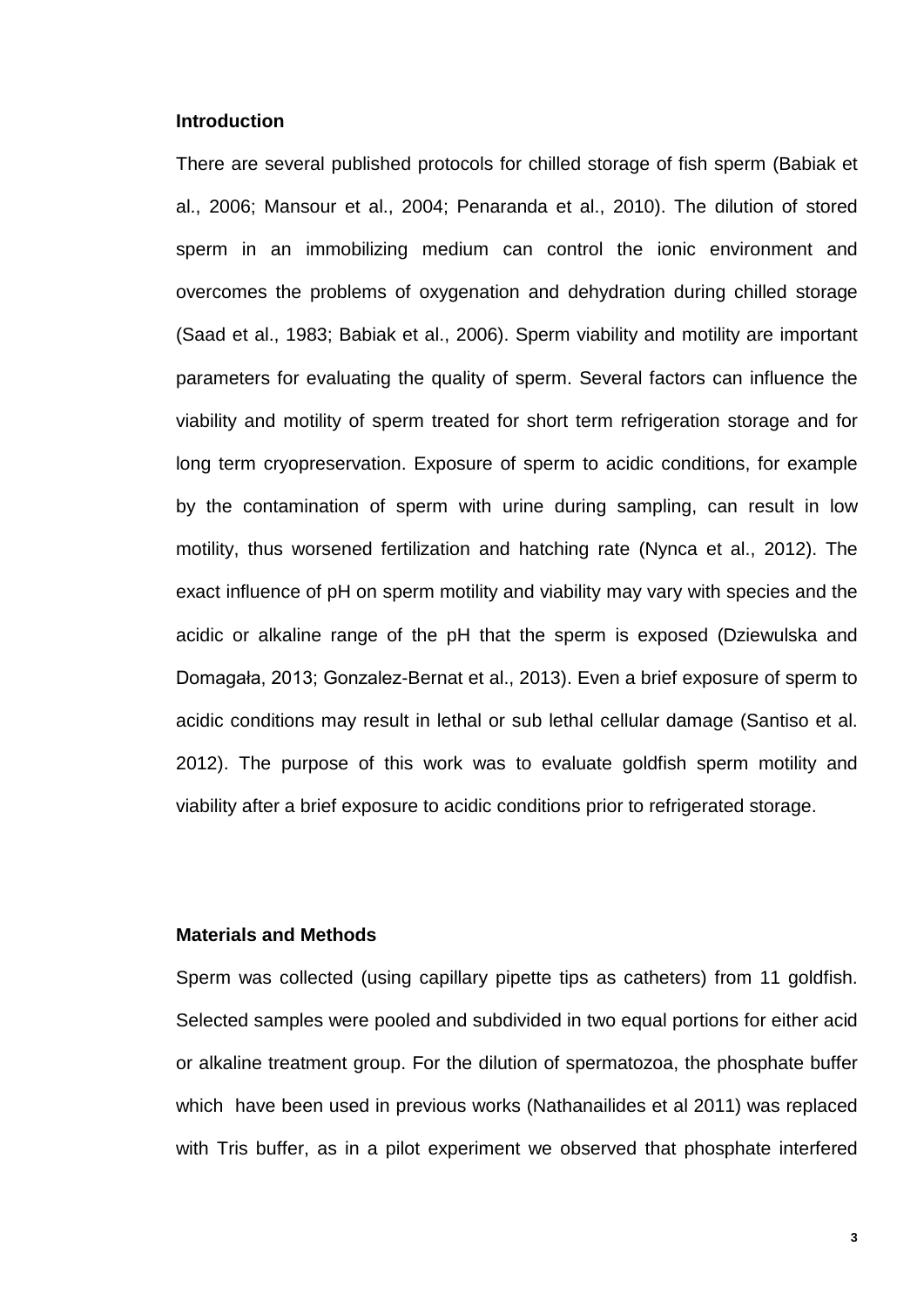## Introduction

There are several published protocols for chilled storage of fish sperm (Babiak et al., 2006; Mansour et al., 2004; Penaranda et al., 2010). The dilution of stored sperm in an immobilizing medium can control the ionic environment and overcomes the problems of oxygenation and dehydration during chilled storage (Saad et al., 1983; Babiak et al., 2006). Sperm viability and motility are important parameters for evaluating the quality of sperm. Several factors can influence the viability and motility of sperm treated for short term refrigeration storage and for long term cryopreservation. Exposure of sperm to acidic conditions, for example by the contamination of sperm with urine during sampling, can result in low motility, thus worsened fertilization and hatching rate (Nynca et al., 2012). The exact influence of pH on sperm motility and viability may vary with species and the acidic or alkaline range of the pH that the sperm is exposed (Dziewulska and Domagała, 2013; Gonzalez-Bernat et al., 2013). Even a brief exposure of sperm to acidic conditions may result in lethal or sub lethal cellular damage (Santiso et al. 2012). The purpose of this work was to evaluate goldfish sperm motility and viability after a brief exposure to acidic conditions prior to refrigerated storage.

## Materials and Methods

Sperm was collected (using capillary pipette tips as catheters) from 11 goldfish. Selected samples were pooled and subdivided in two equal portions for either acid or alkaline treatment group. For the dilution of spermatozoa, the phosphate buffer which have been used in previous works (Nathanailides et al 2011) was replaced with Tris buffer, as in a pilot experiment we observed that phosphate interfered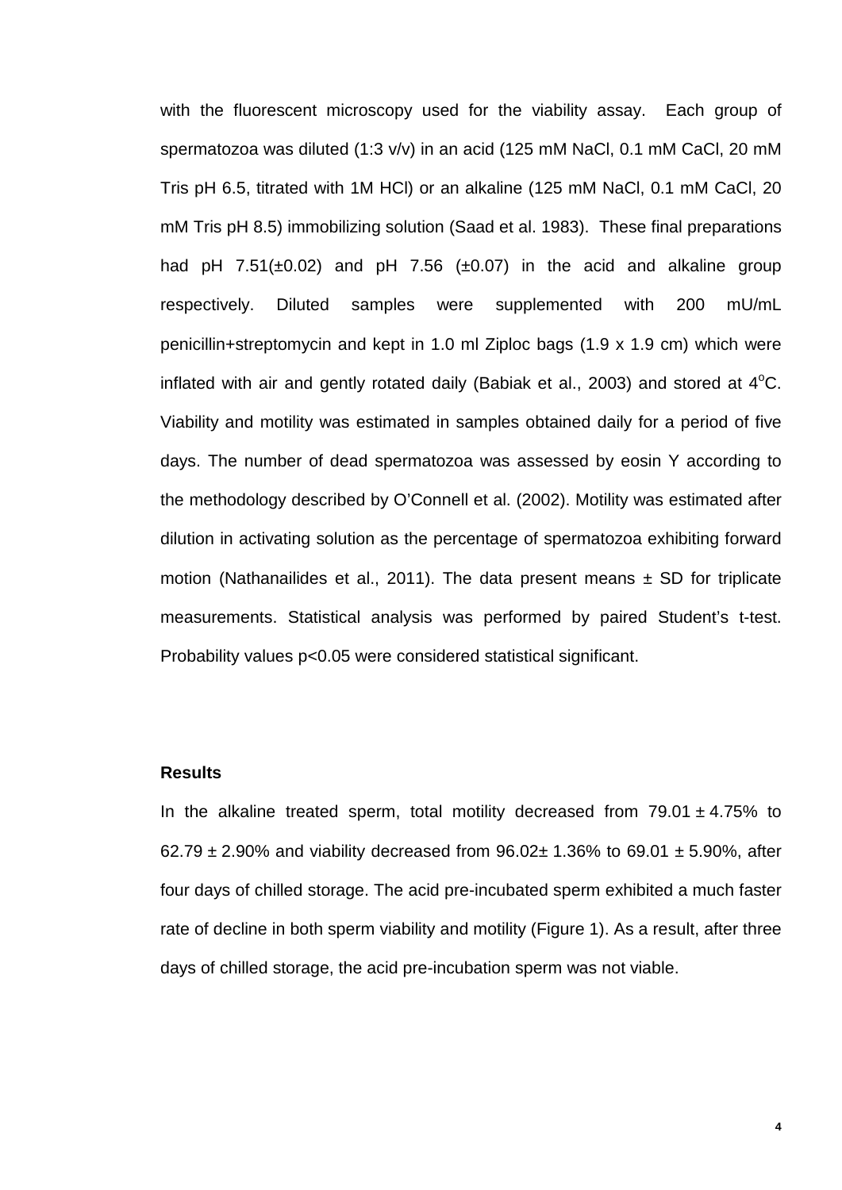with the fluorescent microscopy used for the viability assay. Each group of spermatozoa was diluted (1:3 v/v) in an acid (125 mM NaCl, 0.1 mM CaCl, 20 mM Tris pH 6.5, titrated with 1M HCl) or an alkaline (125 mM NaCl, 0.1 mM CaCl, 20 mM Tris pH 8.5) immobilizing solution (Saad et al. 1983). These final preparations had pH 7.51(±0.02) and pH 7.56 (±0.07) in the acid and alkaline group respectively. Diluted samples were supplemented with 200 mU/mL penicillin+streptomycin and kept in 1.0 ml Ziploc bags (1.9 x 1.9 cm) which were inflated with air and gently rotated daily (Babiak et al., 2003) and stored at $4^{o}$C. Viability and motility was estimated in samples obtained daily for a period of five days. The number of dead spermatozoa was assessed by eosin Y according to the methodology described by O'Connell et al. (2002). Motility was estimated after dilution in activating solution as the percentage of spermatozoa exhibiting forward motion (Nathanailides et al., 2011). The data present means ± SD for triplicate measurements. Statistical analysis was performed by paired Student's t-test. Probability values $p<0.05$ were considered statistical significant.

### Results

In the alkaline treated sperm, total motility decreased from 79.01 ± 4.75% to 62.79 ± 2.90% and viability decreased from 96.02± 1.36% to 69.01 ± 5.90%, after four days of chilled storage. The acid pre-incubated sperm exhibited a much faster rate of decline in both sperm viability and motility (Figure 1). As a result, after three days of chilled storage, the acid pre-incubation sperm was not viable.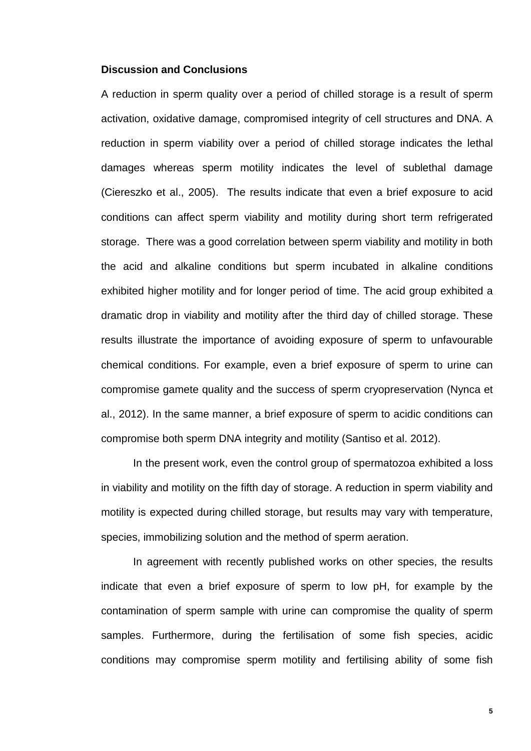**Discussion and Conclusions**

A reduction in sperm quality over a period of chilled storage is a result of sperm activation, oxidative damage, compromised integrity of cell structures and DNA. A reduction in sperm viability over a period of chilled storage indicates the lethal damages whereas sperm motility indicates the level of sublethal damage (Ciereszko et al., 2005). The results indicate that even a brief exposure to acid conditions can affect sperm viability and motility during short term refrigerated storage. There was a good correlation between sperm viability and motility in both the acid and alkaline conditions but sperm incubated in alkaline conditions exhibited higher motility and for longer period of time. The acid group exhibited a dramatic drop in viability and motility after the third day of chilled storage. These results illustrate the importance of avoiding exposure of sperm to unfavourable chemical conditions. For example, even a brief exposure of sperm to urine can compromise gamete quality and the success of sperm cryopreservation (Nynca et al., 2012). In the same manner, a brief exposure of sperm to acidic conditions can compromise both sperm DNA integrity and motility (Santiso et al. 2012).

In the present work, even the control group of spermatozoa exhibited a loss in viability and motility on the fifth day of storage. A reduction in sperm viability and motility is expected during chilled storage, but results may vary with temperature, species, immobilizing solution and the method of sperm aeration.

In agreement with recently published works on other species, the results indicate that even a brief exposure of sperm to low pH, for example by the contamination of sperm sample with urine can compromise the quality of sperm samples. Furthermore, during the fertilisation of some fish species, acidic conditions may compromise sperm motility and fertilising ability of some fish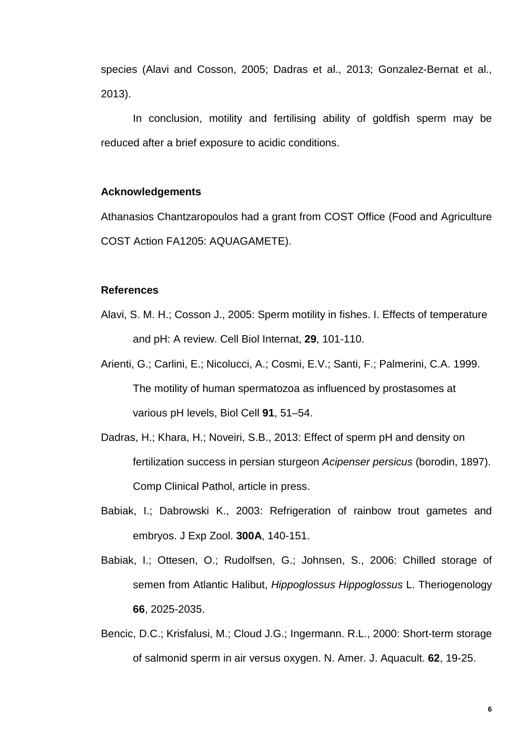species (Alavi and Cosson, 2005; Dadras et al., 2013; Gonzalez-Bernat et al., 2013).

In conclusion, motility and fertilising ability of goldfish sperm may be reduced after a brief exposure to acidic conditions.

## Acknowledgements

Athanasios Chantzaropoulos had a grant from COST Office (Food and Agriculture COST Action FA1205: AQUAGAMETE).

## References

Alavi, S. M. H.; Cosson J., 2005: Sperm motility in fishes. I. Effects of temperature and pH: A review. Cell Biol Internat, **29**, 101-110.

Arienti, G.; Carlini, E.; Nicolucci, A.; Cosmi, E.V.; Santi, F.; Palmerini, C.A. 1999. The motility of human spermatozoa as influenced by prostasomes at various pH levels, Biol Cell **91**, 51–54.

Dadras, H.; Khara, H.; Noveiri, S.B., 2013: Effect of sperm pH and density on fertilization success in persian sturgeon *Acipenser persicus* (borodin, 1897). Comp Clinical Pathol, article in press.

Babiak, I.; Dabrowski K., 2003: Refrigeration of rainbow trout gametes and embryos. J Exp Zool. **300A**, 140-151.

Babiak, I.; Ottesen, O.; Rudolfsen, G.; Johnsen, S., 2006: Chilled storage of semen from Atlantic Halibut, *Hippoglossus Hippoglossus* L. Theriogenology **66**, 2025-2035.

Bencic, D.C.; Krisfalusi, M.; Cloud J.G.; Ingermann. R.L., 2000: Short-term storage of salmonid sperm in air versus oxygen. N. Amer. J. Aquacult. **62**, 19-25.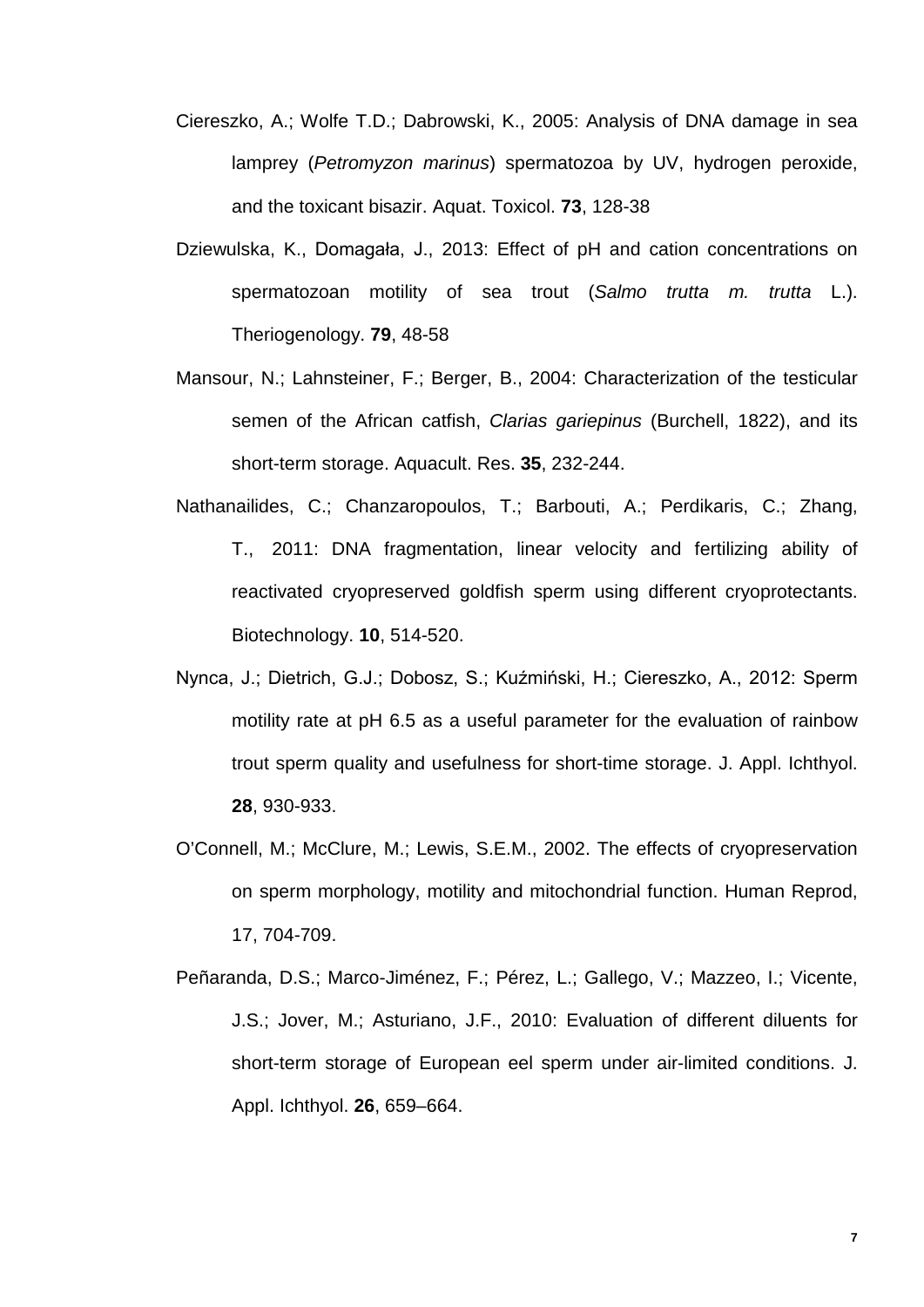Ciereszko, A.; Wolfe T.D.; Dabrowski, K., 2005: Analysis of DNA damage in sea lamprey (*Petromyzon marinus*) spermatozoa by UV, hydrogen peroxide, and the toxicant bisazir. Aquat. Toxicol. **73**, 128-38

Dziewulska, K., Domagała, J., 2013: Effect of pH and cation concentrations on spermatozoan motility of sea trout (*Salmo trutta m. trutta* L.). Theriogenology. **79**, 48-58

Mansour, N.; Lahnsteiner, F.; Berger, B., 2004: Characterization of the testicular semen of the African catfish, *Clarias gariepinus* (Burchell, 1822), and its short-term storage. Aquacult. Res. **35**, 232-244.

Nathanailides, C.; Chanzaropoulos, T.; Barbouti, A.; Perdikaris, C.; Zhang, T., 2011: DNA fragmentation, linear velocity and fertilizing ability of reactivated cryopreserved goldfish sperm using different cryoprotectants. Biotechnology. **10**, 514-520.

Nynca, J.; Dietrich, G.J.; Dobosz, S.; Kuźmiński, H.; Ciereszko, A., 2012: Sperm motility rate at pH 6.5 as a useful parameter for the evaluation of rainbow trout sperm quality and usefulness for short-time storage. J. Appl. Ichthyol. **28**, 930-933.

O'Connell, M.; McClure, M.; Lewis, S.E.M., 2002. The effects of cryopreservation on sperm morphology, motility and mitochondrial function. Human Reprod, 17, 704-709.

Peñaranda, D.S.; Marco-Jiménez, F.; Pérez, L.; Gallego, V.; Mazzeo, I.; Vicente, J.S.; Jover, M.; Asturiano, J.F., 2010: Evaluation of different diluents for short-term storage of European eel sperm under air-limited conditions. J. Appl. Ichthyol. **26**, 659–664.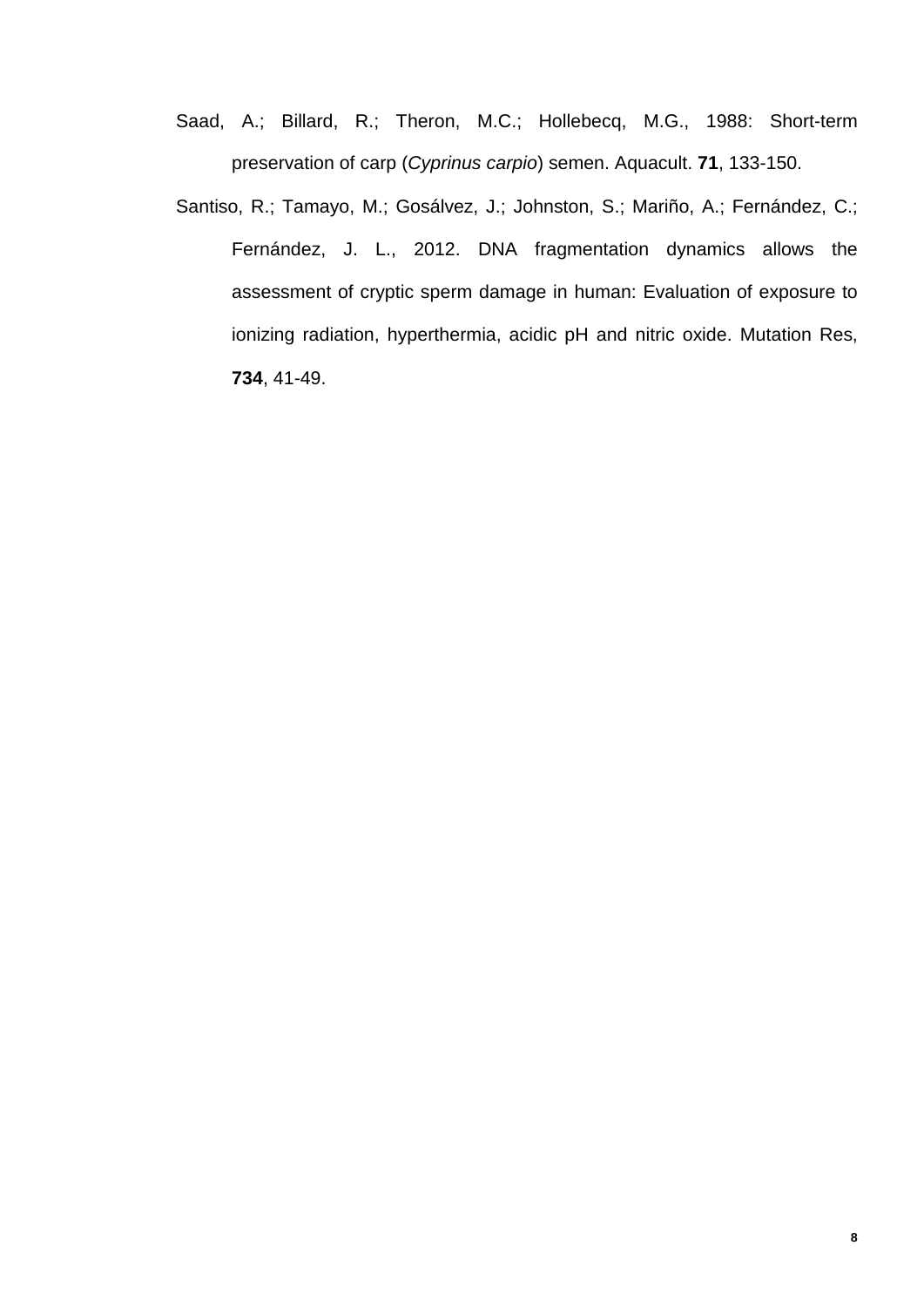Saad, A.; Billard, R.; Theron, M.C.; Hollebecq, M.G., 1988: Short-term preservation of carp (*Cyprinus carpio*) semen. Aquacult. **71**, 133-150.

Santiso, R.; Tamayo, M.; Gosálvez, J.; Johnston, S.; Mariño, A.; Fernández, C.; Fernández, J. L., 2012. DNA fragmentation dynamics allows the assessment of cryptic sperm damage in human: Evaluation of exposure to ionizing radiation, hyperthermia, acidic pH and nitric oxide. Mutation Res, **734**, 41-49.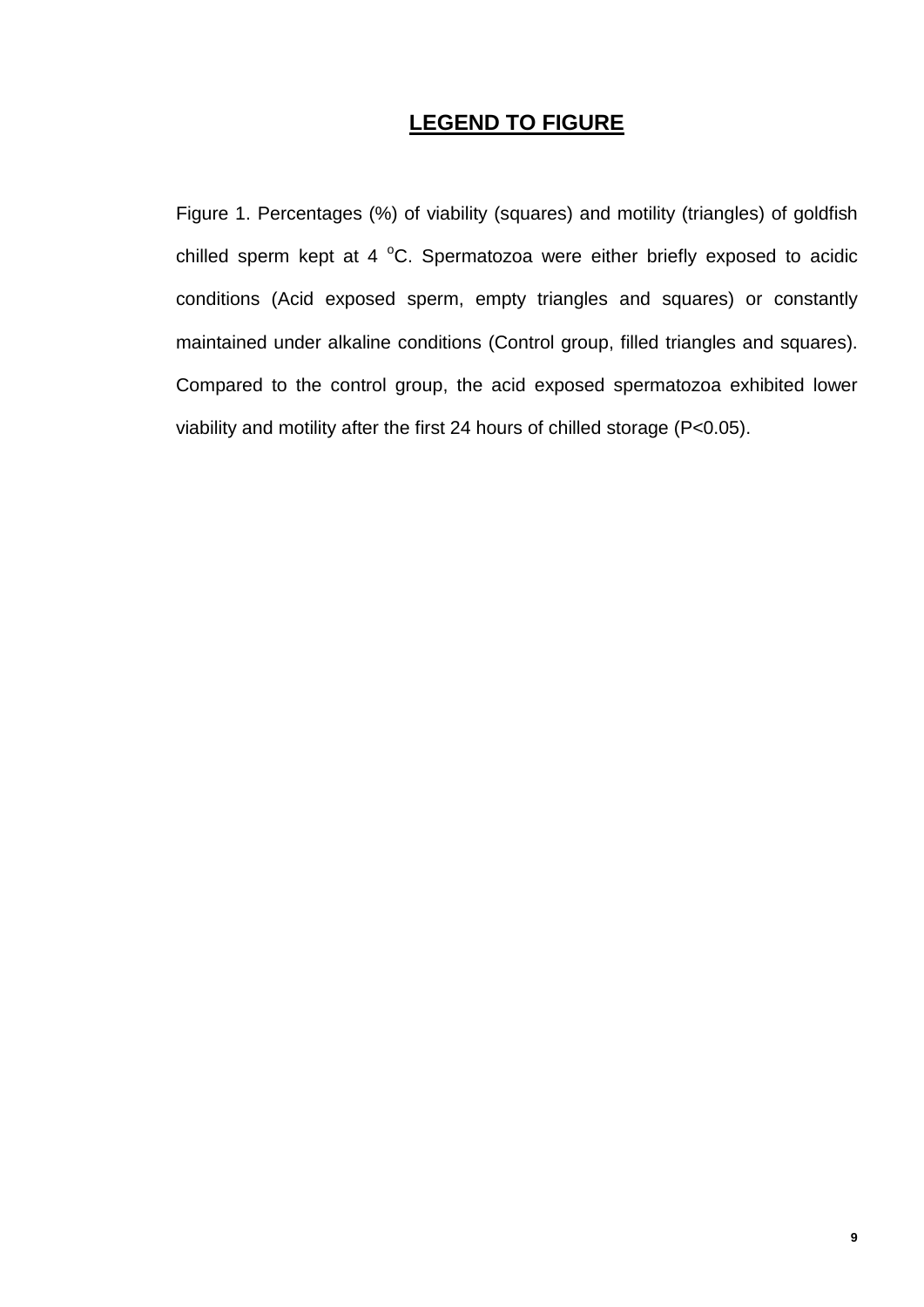## LEGEND TO FIGURE

Figure 1. Percentages (%) of viability (squares) and motility (triangles) of goldfish chilled sperm kept at 4 $^{o}$C. Spermatozoa were either briefly exposed to acidic conditions (Acid exposed sperm, empty triangles and squares) or constantly maintained under alkaline conditions (Control group, filled triangles and squares). Compared to the control group, the acid exposed spermatozoa exhibited lower viability and motility after the first 24 hours of chilled storage ($P<0.05$).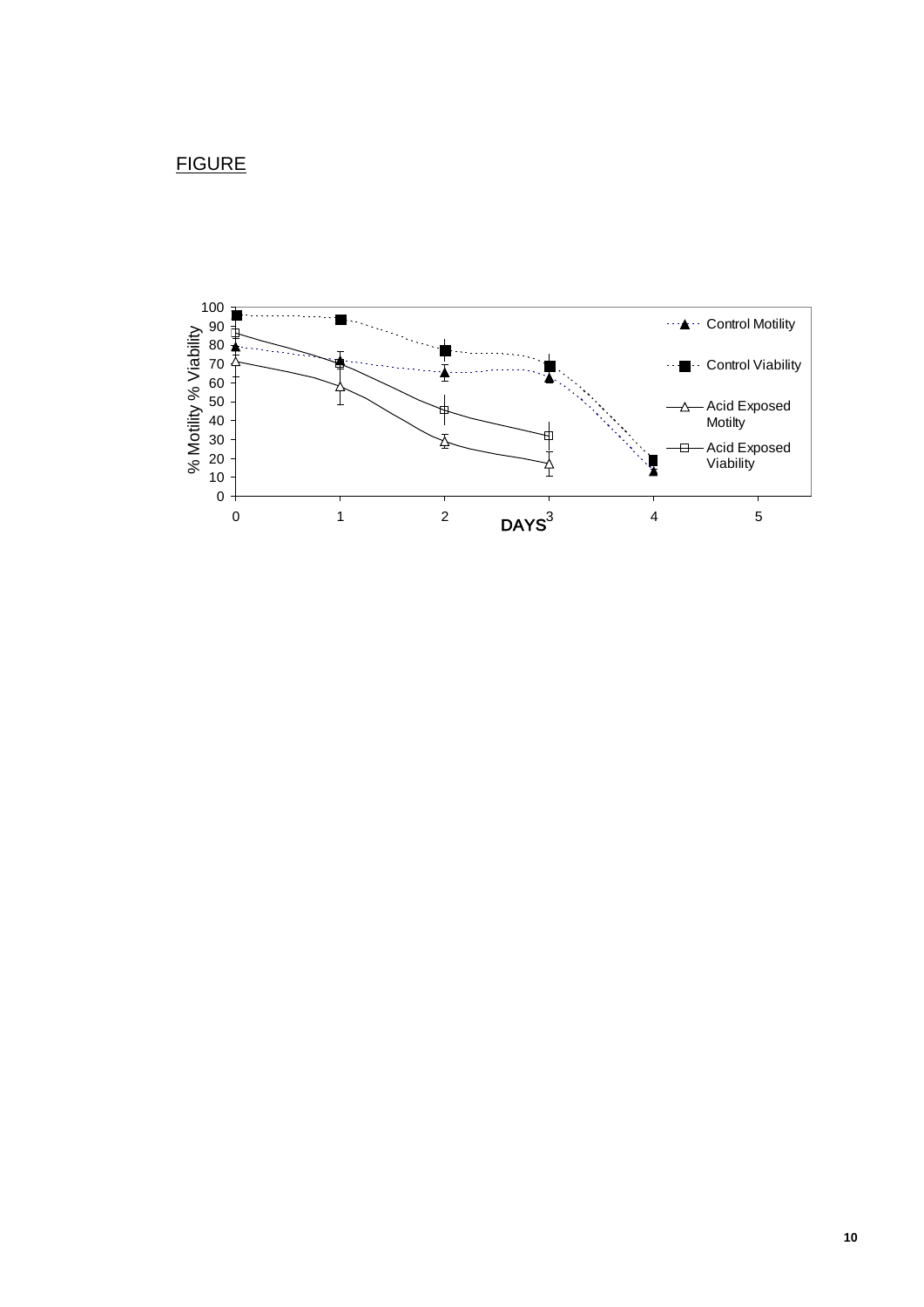FIGURE

% Motility % Viability

100
90
80
70
60
50
40
30
20
10
0

0
1
2
3
4
5

DAYS

Control Motility

Control Viability

Acid Exposed Motilty

Acid Exposed Viability